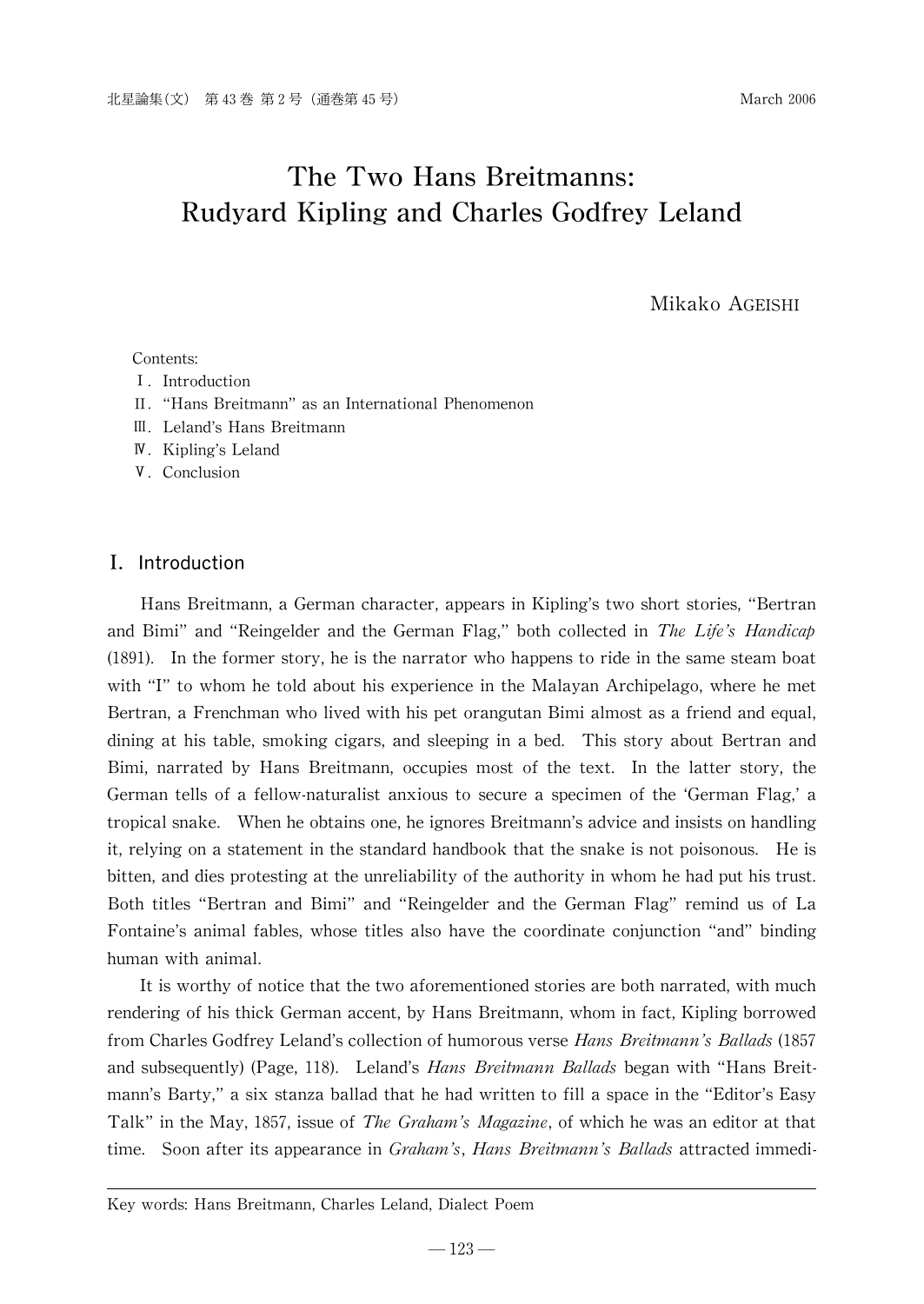# The Two Hans Breitmanns: Rudyard Kipling and Charles Godfrey Leland

Mikako AGEISHI

Contents:
Ⅰ. Introduction
Ⅱ. "Hans Breitmann" as an International Phenomenon
Ⅲ. Leland's Hans Breitmann
Ⅳ. Kipling's Leland
Ⅴ. Conclusion

## Ⅰ. Introduction

Hans Breitmann, a German character, appears in Kipling's two short stories, "Bertran and Bimi" and "Reingelder and the German Flag," both collected in *The Life's Handicap* (1891). In the former story, he is the narrator who happens to ride in the same steam boat with "I" to whom he told about his experience in the Malayan Archipelago, where he met Bertran, a Frenchman who lived with his pet orangutan Bimi almost as a friend and equal, dining at his table, smoking cigars, and sleeping in a bed. This story about Bertran and Bimi, narrated by Hans Breitmann, occupies most of the text. In the latter story, the German tells of a fellow-naturalist anxious to secure a specimen of the 'German Flag,' a tropical snake. When he obtains one, he ignores Breitmann's advice and insists on handling it, relying on a statement in the standard handbook that the snake is not poisonous. He is bitten, and dies protesting at the unreliability of the authority in whom he had put his trust. Both titles "Bertran and Bimi" and "Reingelder and the German Flag" remind us of La Fontaine's animal fables, whose titles also have the coordinate conjunction "and" binding human with animal.

It is worthy of notice that the two aforementioned stories are both narrated, with much rendering of his thick German accent, by Hans Breitmann, whom in fact, Kipling borrowed from Charles Godfrey Leland's collection of humorous verse *Hans Breitmann's Ballads* (1857 and subsequently) (Page, 118). Leland's *Hans Breitmann Ballads* began with "Hans Breitmann's Barty," a six stanza ballad that he had written to fill a space in the "Editor's Easy Talk" in the May, 1857, issue of *The Graham's Magazine*, of which he was an editor at that time. Soon after its appearance in *Graham's*, *Hans Breitmann's Ballads* attracted immedi-

Key words: Hans Breitmann, Charles Leland, Dialect Poem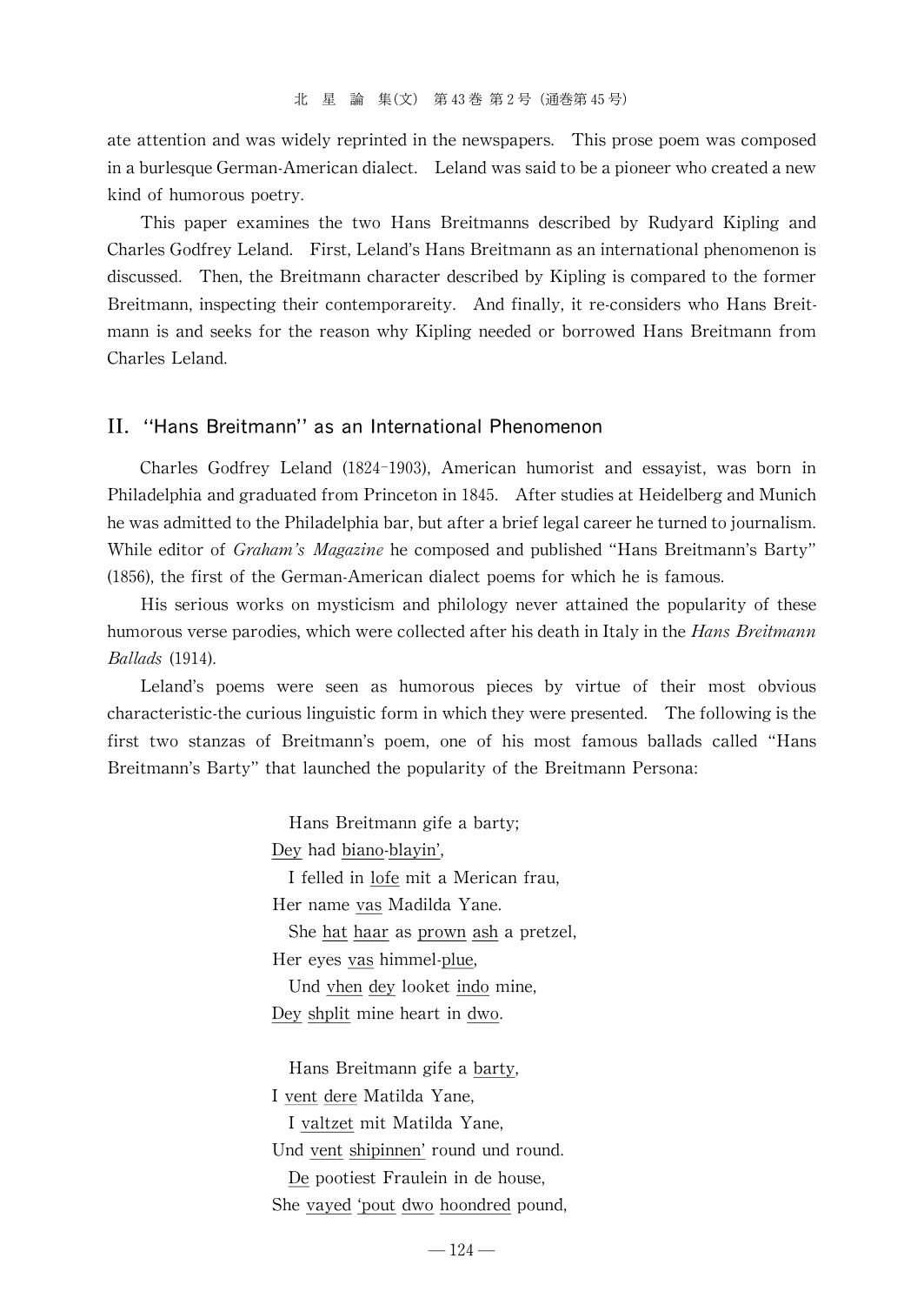ate attention and was widely reprinted in the newspapers. This prose poem was composed in a burlesque German-American dialect. Leland was said to be a pioneer who created a new kind of humorous poetry.

This paper examines the two Hans Breitmanns described by Rudyard Kipling and Charles Godfrey Leland. First, Leland's Hans Breitmann as an international phenomenon is discussed. Then, the Breitmann character described by Kipling is compared to the former Breitmann, inspecting their contemporareity. And finally, it re-considers who Hans Breitmann is and seeks for the reason why Kipling needed or borrowed Hans Breitmann from Charles Leland.

## II. "Hans Breitmann" as an International Phenomenon

Charles Godfrey Leland (1824-1903), American humorist and essayist, was born in Philadelphia and graduated from Princeton in 1845. After studies at Heidelberg and Munich he was admitted to the Philadelphia bar, but after a brief legal career he turned to journalism. While editor of *Graham's Magazine* he composed and published "Hans Breitmann's Barty" (1856), the first of the German-American dialect poems for which he is famous.

His serious works on mysticism and philology never attained the popularity of these humorous verse parodies, which were collected after his death in Italy in the *Hans Breitmann Ballads* (1914).

Leland's poems were seen as humorous pieces by virtue of their most obvious characteristic-the curious linguistic form in which they were presented. The following is the first two stanzas of Breitmann's poem, one of his most famous ballads called "Hans Breitmann's Barty" that launched the popularity of the Breitmann Persona:

> Hans Breitmann gife a barty;  
> <u>Dey</u> had <u>biano</u>-<u>blayin'</u>,  
> I felled in <u>lofe</u> mit a Merican frau,  
> Her name <u>vas</u> Madilda Yane.  
> She <u>hat</u> <u>haar</u> as <u>prown</u> <u>ash</u> a pretzel,  
> Her eyes <u>vas</u> himmel-<u>plue</u>,  
> Und <u>vhen</u> <u>dey</u> looket <u>indo</u> mine,  
> <u>Dey</u> <u>shplit</u> mine heart in <u>dwo</u>.
>
> Hans Breitmann gife a <u>barty</u>,  
> I <u>vent</u> <u>dere</u> Matilda Yane,  
> I <u>valtzet</u> mit Matilda Yane,  
> Und <u>vent</u> <u>shipinnen'</u> round und round.  
> <u>De</u> pootiest Fraulein in de house,  
> She <u>vayed</u> <u>'pout</u> <u>dwo</u> <u>hoondred</u> pound,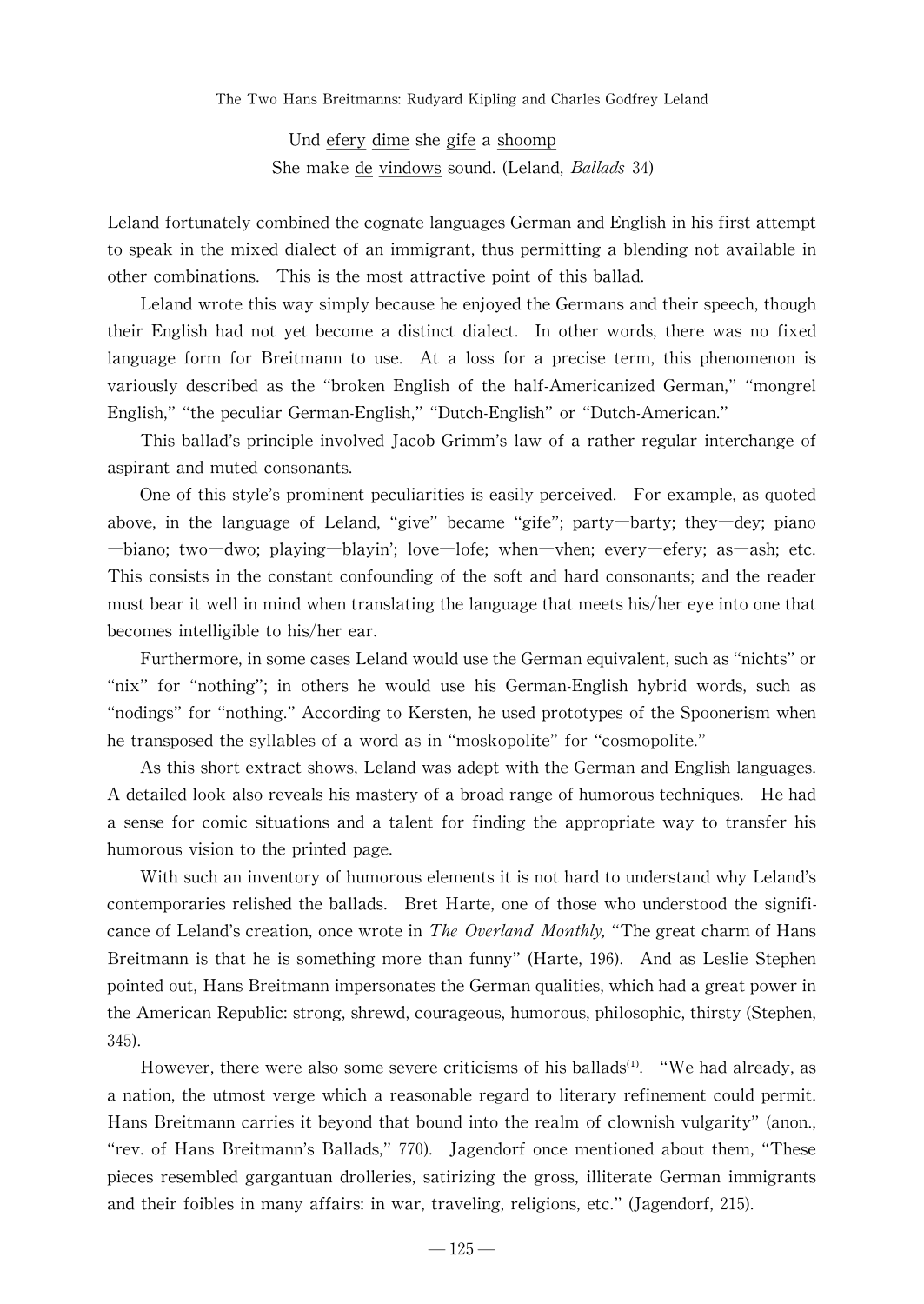Und <u>efery</u> <u>dime</u> she <u>gife</u> a <u>shoomp</u>
She make <u>de</u> <u>vindows</u> sound. (Leland, *Ballads* 34)

Leland fortunately combined the cognate languages German and English in his first attempt to speak in the mixed dialect of an immigrant, thus permitting a blending not available in other combinations. This is the most attractive point of this ballad.

Leland wrote this way simply because he enjoyed the Germans and their speech, though their English had not yet become a distinct dialect. In other words, there was no fixed language form for Breitmann to use. At a loss for a precise term, this phenomenon is variously described as the "broken English of the half-Americanized German," "mongrel English," "the peculiar German-English," "Dutch-English" or "Dutch-American."

This ballad's principle involved Jacob Grimm's law of a rather regular interchange of aspirant and muted consonants.

One of this style's prominent peculiarities is easily perceived. For example, as quoted above, in the language of Leland, "give" became "gife"; party—barty; they—dey; piano—biano; two—dwo; playing—blayin'; love—lofe; when—vhen; every—efery; as—ash; etc. This consists in the constant confounding of the soft and hard consonants; and the reader must bear it well in mind when translating the language that meets his/her eye into one that becomes intelligible to his/her ear.

Furthermore, in some cases Leland would use the German equivalent, such as "nichts" or "nix" for "nothing"; in others he would use his German-English hybrid words, such as "nodings" for "nothing." According to Kersten, he used prototypes of the Spoonerism when he transposed the syllables of a word as in "moskopolite" for "cosmopolite."

As this short extract shows, Leland was adept with the German and English languages. A detailed look also reveals his mastery of a broad range of humorous techniques. He had a sense for comic situations and a talent for finding the appropriate way to transfer his humorous vision to the printed page.

With such an inventory of humorous elements it is not hard to understand why Leland's contemporaries relished the ballads. Bret Harte, one of those who understood the significance of Leland's creation, once wrote in *The Overland Monthly,* "The great charm of Hans Breitmann is that he is something more than funny" (Harte, 196). And as Leslie Stephen pointed out, Hans Breitmann impersonates the German qualities, which had a great power in the American Republic: strong, shrewd, courageous, humorous, philosophic, thirsty (Stephen, 345).

However, there were also some severe criticisms of his ballads[(1)]. "We had already, as a nation, the utmost verge which a reasonable regard to literary refinement could permit. Hans Breitmann carries it beyond that bound into the realm of clownish vulgarity" (anon., "rev. of Hans Breitmann's Ballads," 770). Jagendorf once mentioned about them, "These pieces resembled gargantuan drolleries, satirizing the gross, illiterate German immigrants and their foibles in many affairs: in war, traveling, religions, etc." (Jagendorf, 215).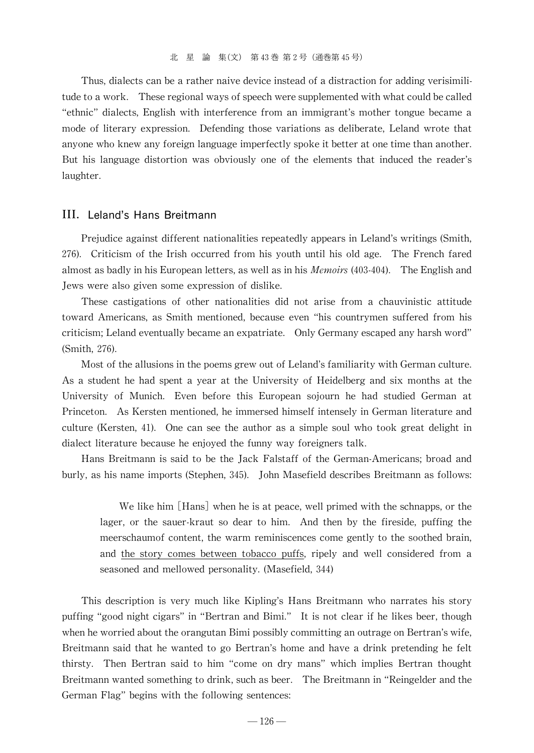Thus, dialects can be a rather naive device instead of a distraction for adding verisimilitude to a work. These regional ways of speech were supplemented with what could be called "ethnic" dialects, English with interference from an immigrant's mother tongue became a mode of literary expression. Defending those variations as deliberate, Leland wrote that anyone who knew any foreign language imperfectly spoke it better at one time than another. But his language distortion was obviously one of the elements that induced the reader's laughter.

## III. Leland's Hans Breitmann

Prejudice against different nationalities repeatedly appears in Leland's writings (Smith, 276). Criticism of the Irish occurred from his youth until his old age. The French fared almost as badly in his European letters, as well as in his *Memoirs* (403-404). The English and Jews were also given some expression of dislike.

These castigations of other nationalities did not arise from a chauvinistic attitude toward Americans, as Smith mentioned, because even "his countrymen suffered from his criticism; Leland eventually became an expatriate. Only Germany escaped any harsh word" (Smith, 276).

Most of the allusions in the poems grew out of Leland's familiarity with German culture. As a student he had spent a year at the University of Heidelberg and six months at the University of Munich. Even before this European sojourn he had studied German at Princeton. As Kersten mentioned, he immersed himself intensely in German literature and culture (Kersten, 41). One can see the author as a simple soul who took great delight in dialect literature because he enjoyed the funny way foreigners talk.

Hans Breitmann is said to be the Jack Falstaff of the German-Americans; broad and burly, as his name imports (Stephen, 345). John Masefield describes Breitmann as follows:

> We like him [Hans] when he is at peace, well primed with the schnapps, or the lager, or the sauer-kraut so dear to him. And then by the fireside, puffing the meerschaumof content, the warm reminiscences come gently to the soothed brain, and <u>the story comes between tobacco puffs</u>, ripely and well considered from a seasoned and mellowed personality. (Masefield, 344)

This description is very much like Kipling's Hans Breitmann who narrates his story puffing "good night cigars" in "Bertran and Bimi." It is not clear if he likes beer, though when he worried about the orangutan Bimi possibly committing an outrage on Bertran's wife, Breitmann said that he wanted to go Bertran's home and have a drink pretending he felt thirsty. Then Bertran said to him "come on dry mans" which implies Bertran thought Breitmann wanted something to drink, such as beer. The Breitmann in "Reingelder and the German Flag" begins with the following sentences: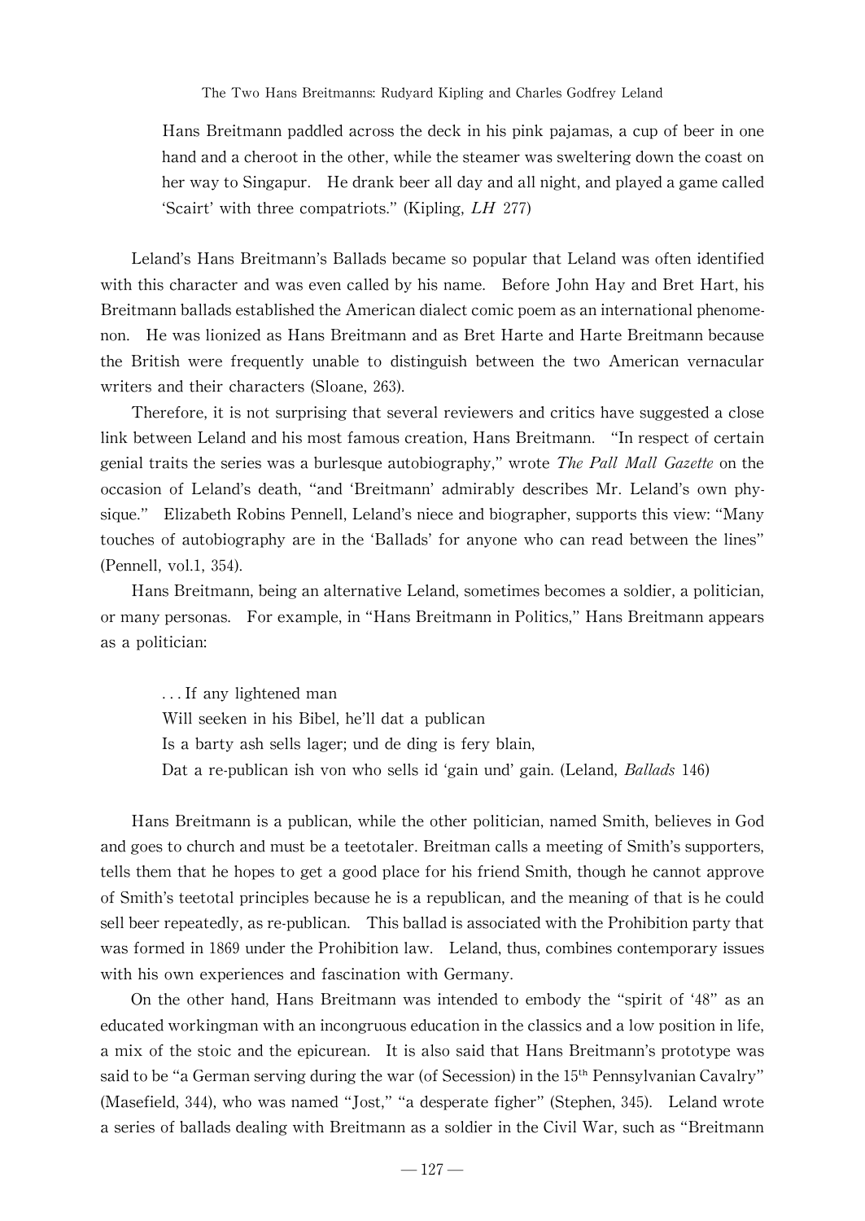> Hans Breitmann paddled across the deck in his pink pajamas, a cup of beer in one hand and a cheroot in the other, while the steamer was sweltering down the coast on her way to Singapur. He drank beer all day and all night, and played a game called 'Scairt' with three compatriots." (Kipling, *LH* 277)

Leland's Hans Breitmann's Ballads became so popular that Leland was often identified with this character and was even called by his name. Before John Hay and Bret Hart, his Breitmann ballads established the American dialect comic poem as an international phenomenon. He was lionized as Hans Breitmann and as Bret Harte and Harte Breitmann because the British were frequently unable to distinguish between the two American vernacular writers and their characters (Sloane, 263).

Therefore, it is not surprising that several reviewers and critics have suggested a close link between Leland and his most famous creation, Hans Breitmann. "In respect of certain genial traits the series was a burlesque autobiography," wrote *The Pall Mall Gazette* on the occasion of Leland's death, "and 'Breitmann' admirably describes Mr. Leland's own physique." Elizabeth Robins Pennell, Leland's niece and biographer, supports this view: "Many touches of autobiography are in the 'Ballads' for anyone who can read between the lines" (Pennell, vol.1, 354).

Hans Breitmann, being an alternative Leland, sometimes becomes a soldier, a politician, or many personas. For example, in "Hans Breitmann in Politics," Hans Breitmann appears as a politician:

> . . . If any lightened man
> Will seeken in his Bibel, he'll dat a publican
> Is a barty ash sells lager; und de ding is fery blain,
> Dat a re-publican ish von who sells id 'gain und' gain. (Leland, *Ballads* 146)

Hans Breitmann is a publican, while the other politician, named Smith, believes in God and goes to church and must be a teetotaler. Breitman calls a meeting of Smith's supporters, tells them that he hopes to get a good place for his friend Smith, though he cannot approve of Smith's teetotal principles because he is a republican, and the meaning of that is he could sell beer repeatedly, as re-publican. This ballad is associated with the Prohibition party that was formed in 1869 under the Prohibition law. Leland, thus, combines contemporary issues with his own experiences and fascination with Germany.

On the other hand, Hans Breitmann was intended to embody the "spirit of '48" as an educated workingman with an incongruous education in the classics and a low position in life, a mix of the stoic and the epicurean. It is also said that Hans Breitmann's prototype was said to be "a German serving during the war (of Secession) in the 15th Pennsylvanian Cavalry" (Masefield, 344), who was named "Jost," "a desperate figher" (Stephen, 345). Leland wrote a series of ballads dealing with Breitmann as a soldier in the Civil War, such as "Breitmann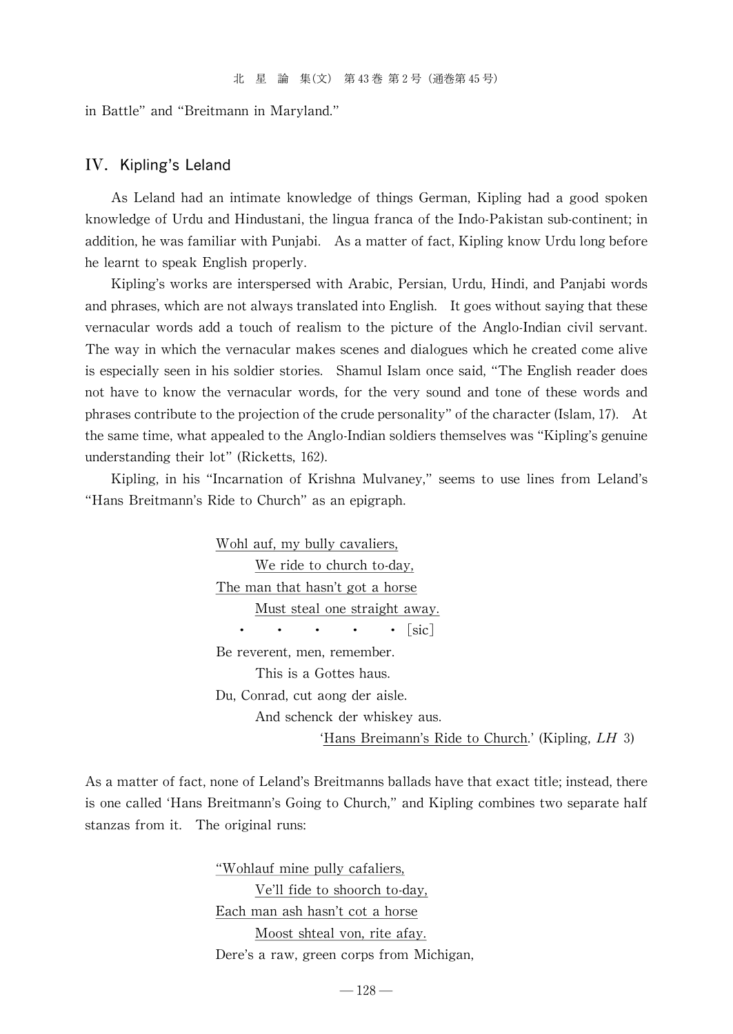in Battle" and "Breitmann in Maryland."

## IV. Kipling's Leland

As Leland had an intimate knowledge of things German, Kipling had a good spoken knowledge of Urdu and Hindustani, the lingua franca of the Indo-Pakistan sub-continent; in addition, he was familiar with Punjabi. As a matter of fact, Kipling know Urdu long before he learnt to speak English properly.

Kipling's works are interspersed with Arabic, Persian, Urdu, Hindi, and Panjabi words and phrases, which are not always translated into English. It goes without saying that these vernacular words add a touch of realism to the picture of the Anglo-Indian civil servant. The way in which the vernacular makes scenes and dialogues which he created come alive is especially seen in his soldier stories. Shamul Islam once said, "The English reader does not have to know the vernacular words, for the very sound and tone of these words and phrases contribute to the projection of the crude personality" of the character (Islam, 17). At the same time, what appealed to the Anglo-Indian soldiers themselves was "Kipling's genuine understanding their lot" (Ricketts, 162).

Kipling, in his "Incarnation of Krishna Mulvaney," seems to use lines from Leland's "Hans Breitmann's Ride to Church" as an epigraph.

> <u>Wohl auf, my bully cavaliers,</u>
> &nbsp;&nbsp;&nbsp;&nbsp;<u>We ride to church to-day,</u>
> <u>The man that hasn't got a horse</u>
> &nbsp;&nbsp;&nbsp;&nbsp;<u>Must steal one straight away.</u>
> &nbsp;&nbsp;• &nbsp;&nbsp;• &nbsp;&nbsp;• &nbsp;&nbsp;• &nbsp;&nbsp;• [sic]
> Be reverent, men, remember.
> &nbsp;&nbsp;&nbsp;&nbsp;This is a Gottes haus.
> Du, Conrad, cut aong der aisle.
> &nbsp;&nbsp;&nbsp;&nbsp;And schenck der whiskey aus.
> &nbsp;&nbsp;&nbsp;&nbsp;&nbsp;&nbsp;&nbsp;&nbsp;&nbsp;&nbsp;&nbsp;&nbsp;'<u>Hans Breimann's Ride to Church</u>.' (Kipling, *LH* 3)

As a matter of fact, none of Leland's Breitmanns ballads have that exact title; instead, there is one called 'Hans Breitmann's Going to Church," and Kipling combines two separate half stanzas from it. The original runs:

> <u>"Wohlauf mine pully cafaliers,</u>
> &nbsp;&nbsp;&nbsp;&nbsp;<u>Ve'll fide to shoorch to-day,</u>
> <u>Each man ash hasn't cot a horse</u>
> &nbsp;&nbsp;&nbsp;&nbsp;<u>Moost shteal von, rite afay.</u>
> Dere's a raw, green corps from Michigan,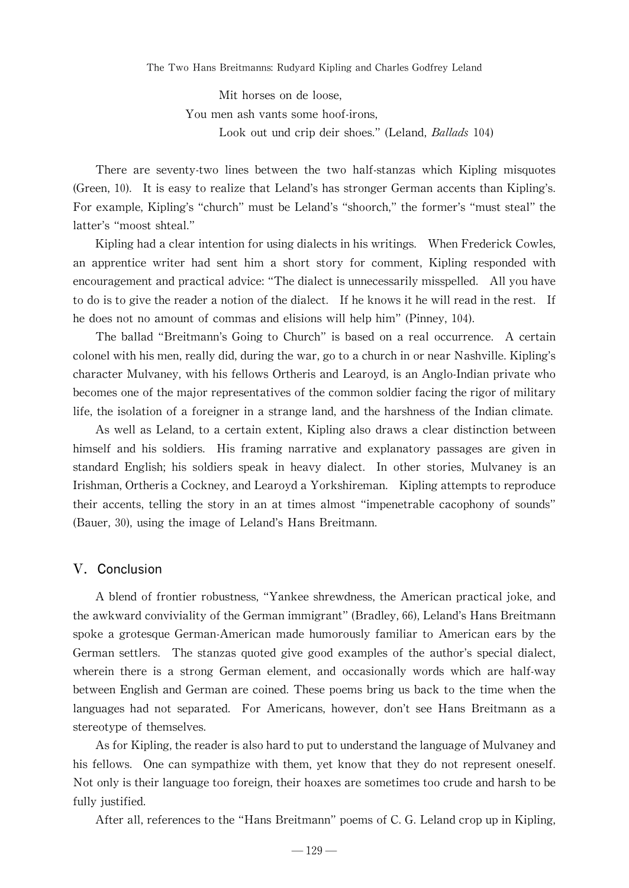Mit horses on de loose,  
You men ash vants some hoof-irons,  
Look out und crip deir shoes." (Leland, *Ballads* 104)

There are seventy-two lines between the two half-stanzas which Kipling misquotes (Green, 10). It is easy to realize that Leland's has stronger German accents than Kipling's. For example, Kipling's "church" must be Leland's "shoorch," the former's "must steal" the latter's "moost shteal."

Kipling had a clear intention for using dialects in his writings. When Frederick Cowles, an apprentice writer had sent him a short story for comment, Kipling responded with encouragement and practical advice: "The dialect is unnecessarily misspelled. All you have to do is to give the reader a notion of the dialect. If he knows it he will read in the rest. If he does not no amount of commas and elisions will help him" (Pinney, 104).

The ballad "Breitmann's Going to Church" is based on a real occurrence. A certain colonel with his men, really did, during the war, go to a church in or near Nashville. Kipling's character Mulvaney, with his fellows Ortheris and Learoyd, is an Anglo-Indian private who becomes one of the major representatives of the common soldier facing the rigor of military life, the isolation of a foreigner in a strange land, and the harshness of the Indian climate.

As well as Leland, to a certain extent, Kipling also draws a clear distinction between himself and his soldiers. His framing narrative and explanatory passages are given in standard English; his soldiers speak in heavy dialect. In other stories, Mulvaney is an Irishman, Ortheris a Cockney, and Learoyd a Yorkshireman. Kipling attempts to reproduce their accents, telling the story in an at times almost "impenetrable cacophony of sounds" (Bauer, 30), using the image of Leland's Hans Breitmann.

## V. Conclusion

A blend of frontier robustness, "Yankee shrewdness, the American practical joke, and the awkward conviviality of the German immigrant" (Bradley, 66), Leland's Hans Breitmann spoke a grotesque German-American made humorously familiar to American ears by the German settlers. The stanzas quoted give good examples of the author's special dialect, wherein there is a strong German element, and occasionally words which are half-way between English and German are coined. These poems bring us back to the time when the languages had not separated. For Americans, however, don't see Hans Breitmann as a stereotype of themselves.

As for Kipling, the reader is also hard to put to understand the language of Mulvaney and his fellows. One can sympathize with them, yet know that they do not represent oneself. Not only is their language too foreign, their hoaxes are sometimes too crude and harsh to be fully justified.

After all, references to the "Hans Breitmann" poems of C. G. Leland crop up in Kipling,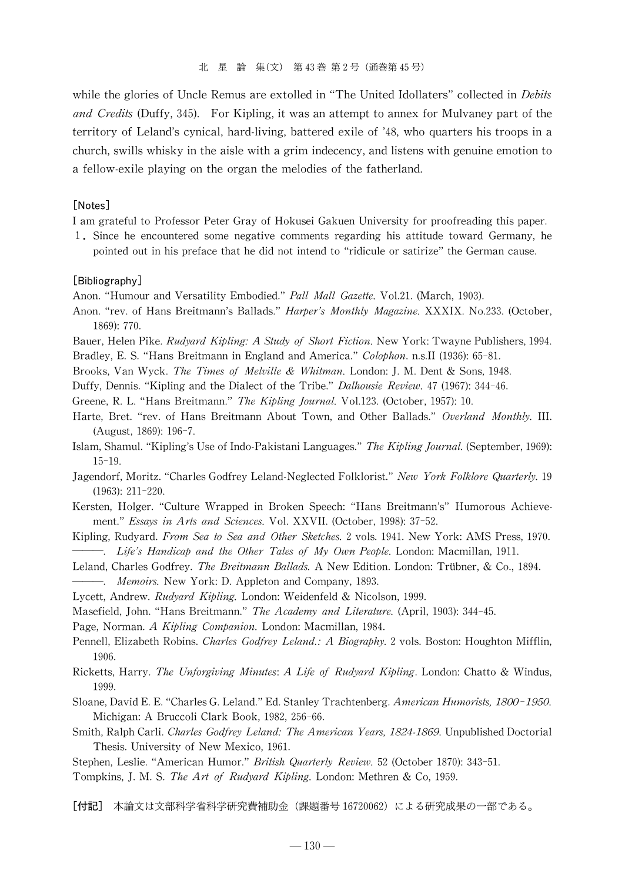while the glories of Uncle Remus are extolled in "The United Idollaters" collected in *Debits and Credits* (Duffy, 345). For Kipling, it was an attempt to annex for Mulvaney part of the territory of Leland's cynical, hard-living, battered exile of '48, who quarters his troops in a church, swills whisky in the aisle with a grim indecency, and listens with genuine emotion to a fellow-exile playing on the organ the melodies of the fatherland.

### [Notes]

I am grateful to Professor Peter Gray of Hokusei Gakuen University for proofreading this paper.

1. Since he encountered some negative comments regarding his attitude toward Germany, he pointed out in his preface that he did not intend to "ridicule or satirize" the German cause.

### [Bibliography]

Anon. "Humour and Versatility Embodied." *Pall Mall Gazette*. Vol.21. (March, 1903).

Anon. "rev. of Hans Breitmann's Ballads." *Harper's Monthly Magazine*. XXXIX. No.233. (October, 1869): 770.

Bauer, Helen Pike. *Rudyard Kipling: A Study of Short Fiction*. New York: Twayne Publishers, 1994.

Bradley, E. S. "Hans Breitmann in England and America." *Colophon*. n.s.II (1936): 65–81.

Brooks, Van Wyck. *The Times of Melville & Whitman*. London: J. M. Dent & Sons, 1948.

Duffy, Dennis. "Kipling and the Dialect of the Tribe." *Dalhousie Review*. 47 (1967): 344–46.

Greene, R. L. "Hans Breitmann." *The Kipling Journal*. Vol.123. (October, 1957): 10.

Harte, Bret. "rev. of Hans Breitmann About Town, and Other Ballads." *Overland Monthly*. III. (August, 1869): 196–7.

Islam, Shamul. "Kipling's Use of Indo-Pakistani Languages." *The Kipling Journal*. (September, 1969): 15–19.

Jagendorf, Moritz. "Charles Godfrey Leland-Neglected Folklorist." *New York Folklore Quarterly*. 19 (1963): 211–220.

Kersten, Holger. "Culture Wrapped in Broken Speech: "Hans Breitmann's" Humorous Achievement." *Essays in Arts and Sciences*. Vol. XXVII. (October, 1998): 37–52.

Kipling, Rudyard. *From Sea to Sea and Other Sketches*. 2 vols. 1941. New York: AMS Press, 1970.

———. *Life's Handicap and the Other Tales of My Own People*. London: Macmillan, 1911.

Leland, Charles Godfrey. *The Breitmann Ballads*. A New Edition. London: Trübner, & Co., 1894.

———. *Memoirs*. New York: D. Appleton and Company, 1893.

Lycett, Andrew. *Rudyard Kipling*. London: Weidenfeld & Nicolson, 1999.

Masefield, John. "Hans Breitmann." *The Academy and Literature*. (April, 1903): 344–45.

Page, Norman. *A Kipling Companion*. London: Macmillan, 1984.

Pennell, Elizabeth Robins. *Charles Godfrey Leland.: A Biography*. 2 vols. Boston: Houghton Mifflin, 1906.

Ricketts, Harry. *The Unforgiving Minutes: A Life of Rudyard Kipling*. London: Chatto & Windus, 1999.

Sloane, David E. E. "Charles G. Leland." Ed. Stanley Trachtenberg. *American Humorists, 1800–1950*. Michigan: A Bruccoli Clark Book, 1982, 256–66.

Smith, Ralph Carli. *Charles Godfrey Leland: The American Years, 1824-1869*. Unpublished Doctorial Thesis. University of New Mexico, 1961.

Stephen, Leslie. "American Humor." *British Quarterly Review*. 52 (October 1870): 343–51.

Tompkins, J. M. S. *The Art of Rudyard Kipling*. London: Methren & Co, 1959.

**[付記]** 本論文は文部科学省科学研究費補助金（課題番号 16720062）による研究成果の一部である。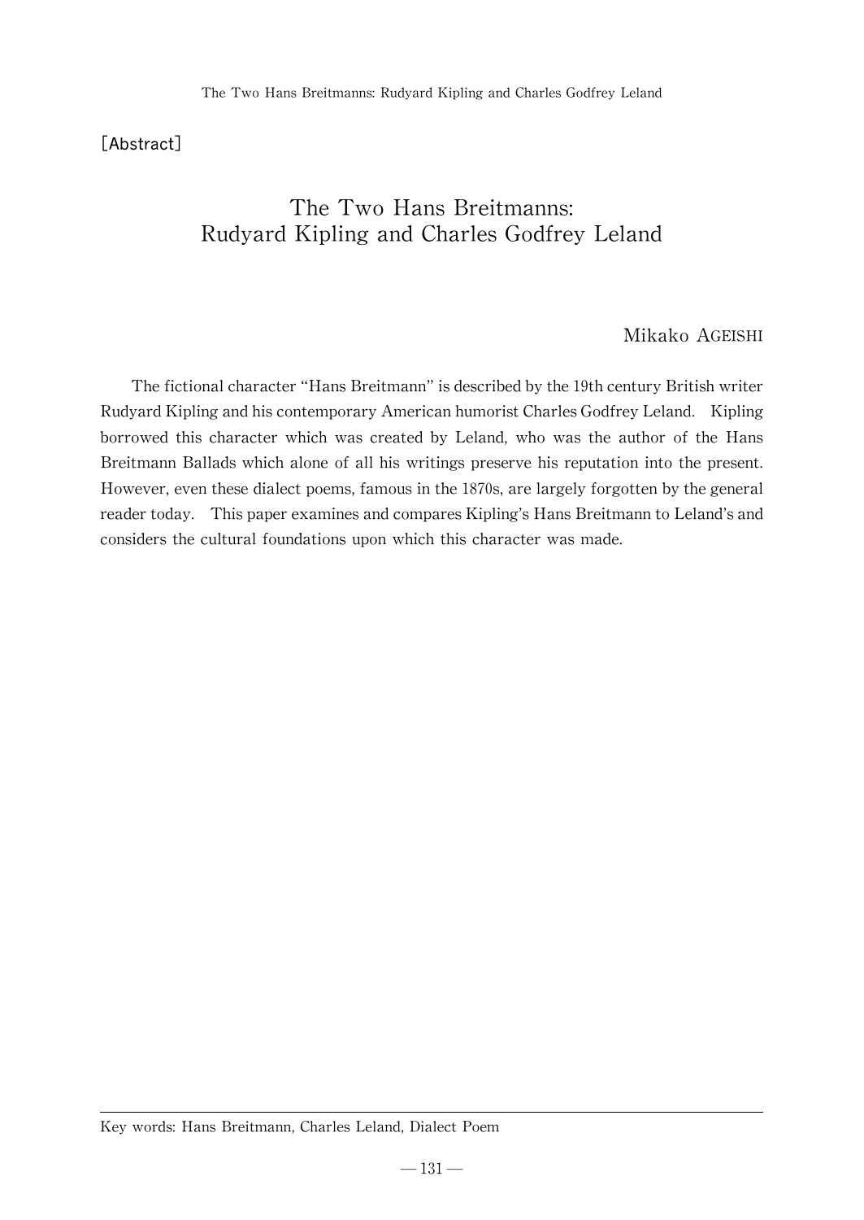[Abstract]

# The Two Hans Breitmanns: Rudyard Kipling and Charles Godfrey Leland

Mikako AGEISHI

The fictional character “Hans Breitmann” is described by the 19th century British writer Rudyard Kipling and his contemporary American humorist Charles Godfrey Leland. Kipling borrowed this character which was created by Leland, who was the author of the Hans Breitmann Ballads which alone of all his writings preserve his reputation into the present. However, even these dialect poems, famous in the 1870s, are largely forgotten by the general reader today. This paper examines and compares Kipling’s Hans Breitmann to Leland’s and considers the cultural foundations upon which this character was made.

Key words: Hans Breitmann, Charles Leland, Dialect Poem